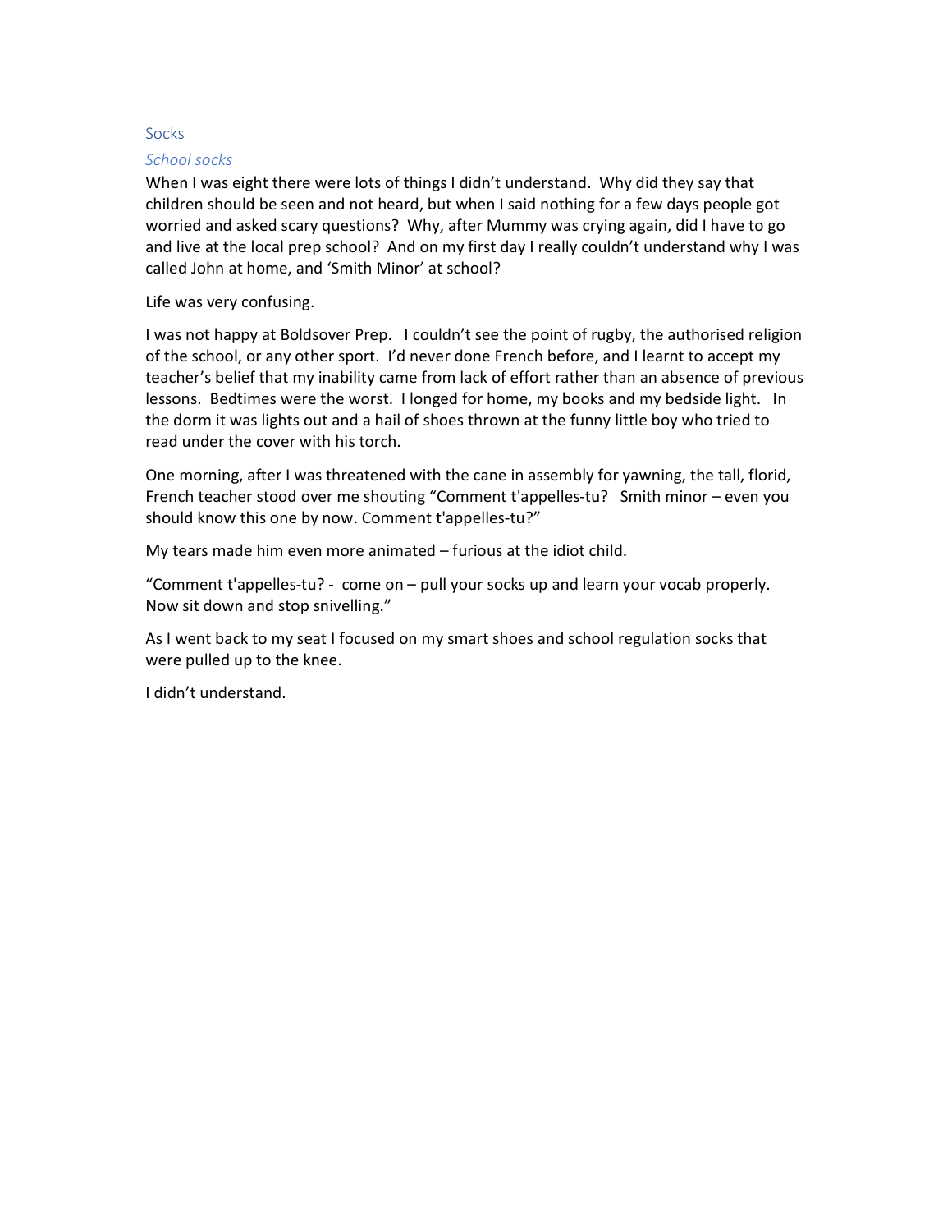# Socks

## *School socks*

When I was eight there were lots of things I didn't understand. Why did they say that children should be seen and not heard, but when I said nothing for a few days people got worried and asked scary questions? Why, after Mummy was crying again, did I have to go and live at the local prep school? And on my first day I really couldn't understand why I was called John at home, and 'Smith Minor' at school?

Life was very confusing.

I was not happy at Boldsover Prep. I couldn't see the point of rugby, the authorised religion of the school, or any other sport. I'd never done French before, and I learnt to accept my teacher's belief that my inability came from lack of effort rather than an absence of previous lessons. Bedtimes were the worst. I longed for home, my books and my bedside light. In the dorm it was lights out and a hail of shoes thrown at the funny little boy who tried to read under the cover with his torch.

One morning, after I was threatened with the cane in assembly for yawning, the tall, florid, French teacher stood over me shouting "Comment t'appelles-tu? Smith minor – even you should know this one by now. Comment t'appelles-tu?"

My tears made him even more animated – furious at the idiot child.

"Comment t'appelles-tu? - come on – pull your socks up and learn your vocab properly. Now sit down and stop snivelling."

As I went back to my seat I focused on my smart shoes and school regulation socks that were pulled up to the knee.

I didn't understand.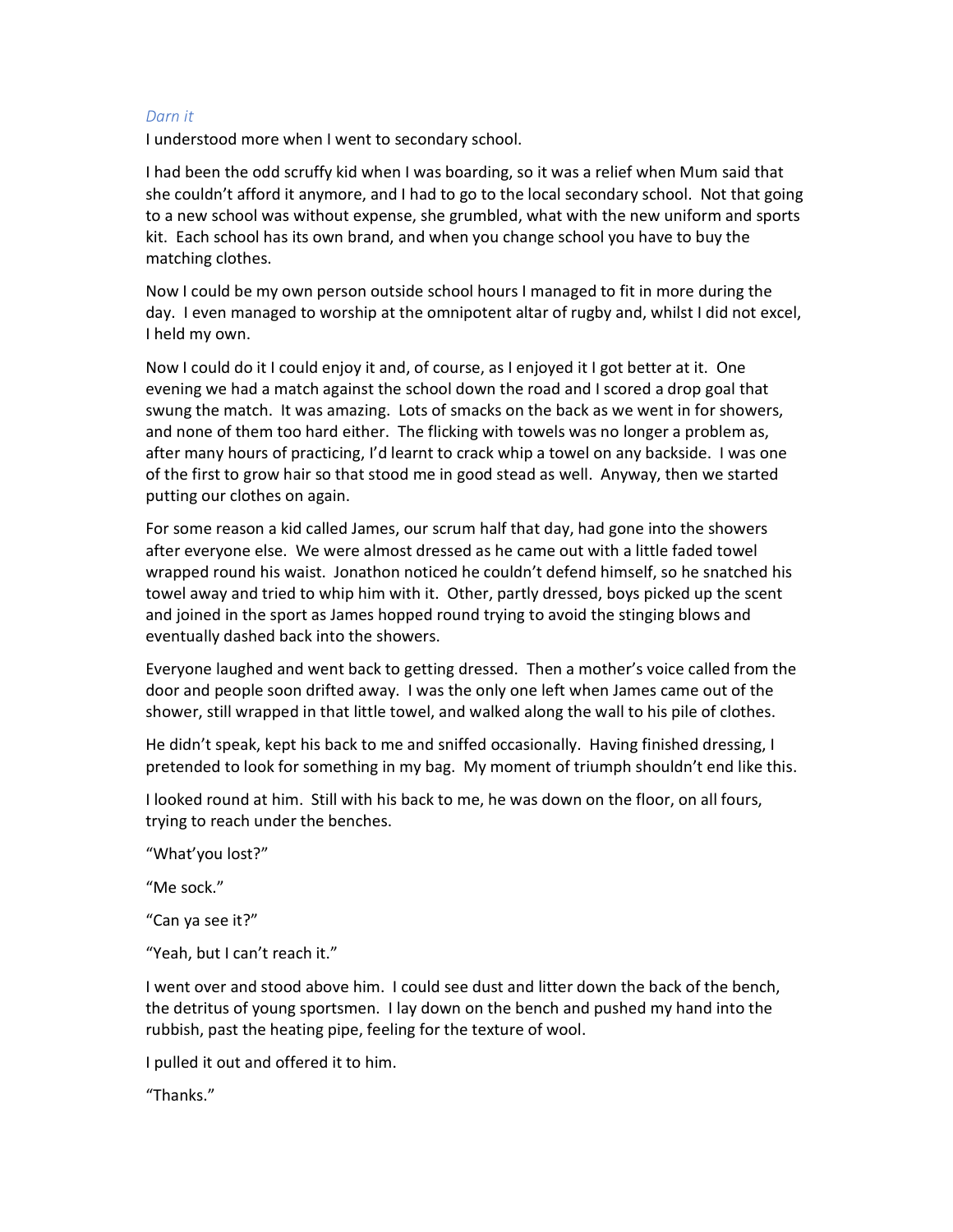*Darn it*

I understood more when I went to secondary school.

I had been the odd scruffy kid when I was boarding, so it was a relief when Mum said that she couldn't afford it anymore, and I had to go to the local secondary school. Not that going to a new school was without expense, she grumbled, what with the new uniform and sports kit. Each school has its own brand, and when you change school you have to buy the matching clothes.

Now I could be my own person outside school hours I managed to fit in more during the day. I even managed to worship at the omnipotent altar of rugby and, whilst I did not excel, I held my own.

Now I could do it I could enjoy it and, of course, as I enjoyed it I got better at it. One evening we had a match against the school down the road and I scored a drop goal that swung the match. It was amazing. Lots of smacks on the back as we went in for showers, and none of them too hard either. The flicking with towels was no longer a problem as, after many hours of practicing, I'd learnt to crack whip a towel on any backside. I was one of the first to grow hair so that stood me in good stead as well. Anyway, then we started putting our clothes on again.

For some reason a kid called James, our scrum half that day, had gone into the showers after everyone else. We were almost dressed as he came out with a little faded towel wrapped round his waist. Jonathon noticed he couldn't defend himself, so he snatched his towel away and tried to whip him with it. Other, partly dressed, boys picked up the scent and joined in the sport as James hopped round trying to avoid the stinging blows and eventually dashed back into the showers.

Everyone laughed and went back to getting dressed. Then a mother's voice called from the door and people soon drifted away. I was the only one left when James came out of the shower, still wrapped in that little towel, and walked along the wall to his pile of clothes.

He didn't speak, kept his back to me and sniffed occasionally. Having finished dressing, I pretended to look for something in my bag. My moment of triumph shouldn't end like this.

I looked round at him. Still with his back to me, he was down on the floor, on all fours, trying to reach under the benches.

"What'you lost?"

"Me sock."

"Can ya see it?"

"Yeah, but I can't reach it."

I went over and stood above him. I could see dust and litter down the back of the bench, the detritus of young sportsmen. I lay down on the bench and pushed my hand into the rubbish, past the heating pipe, feeling for the texture of wool.

I pulled it out and offered it to him.

"Thanks."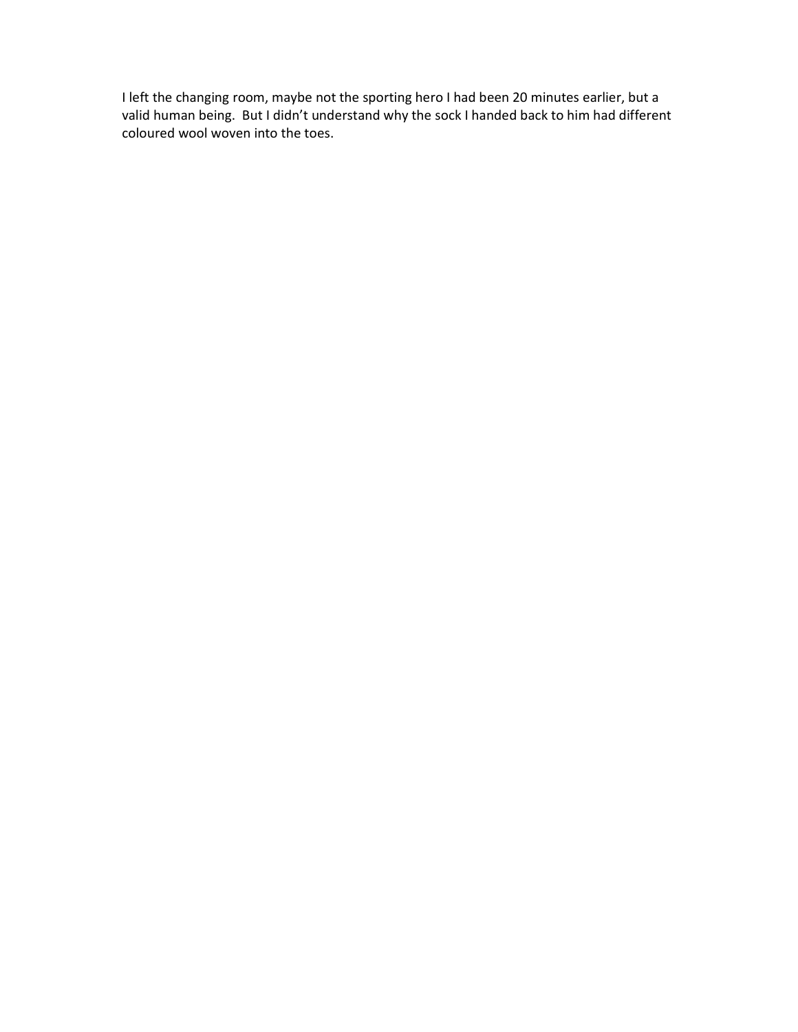I left the changing room, maybe not the sporting hero I had been 20 minutes earlier, but a valid human being. But I didn't understand why the sock I handed back to him had different coloured wool woven into the toes.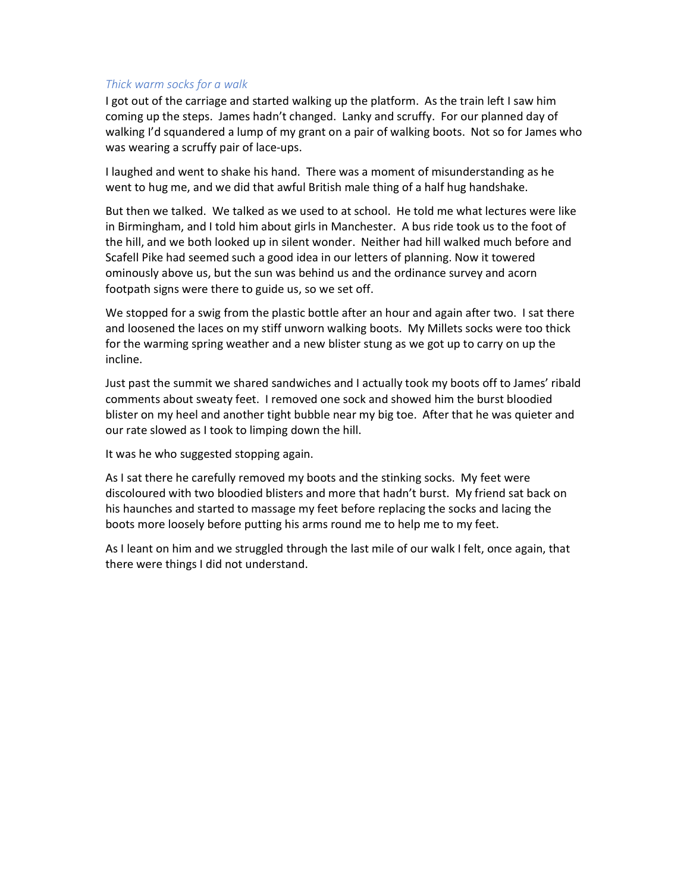*Thick warm socks for a walk*

I got out of the carriage and started walking up the platform. As the train left I saw him coming up the steps. James hadn't changed. Lanky and scruffy. For our planned day of walking I'd squandered a lump of my grant on a pair of walking boots. Not so for James who was wearing a scruffy pair of lace-ups.

I laughed and went to shake his hand. There was a moment of misunderstanding as he went to hug me, and we did that awful British male thing of a half hug handshake.

But then we talked. We talked as we used to at school. He told me what lectures were like in Birmingham, and I told him about girls in Manchester. A bus ride took us to the foot of the hill, and we both looked up in silent wonder. Neither had hill walked much before and Scafell Pike had seemed such a good idea in our letters of planning. Now it towered ominously above us, but the sun was behind us and the ordinance survey and acorn footpath signs were there to guide us, so we set off.

We stopped for a swig from the plastic bottle after an hour and again after two. I sat there and loosened the laces on my stiff unworn walking boots. My Millets socks were too thick for the warming spring weather and a new blister stung as we got up to carry on up the incline.

Just past the summit we shared sandwiches and I actually took my boots off to James' ribald comments about sweaty feet. I removed one sock and showed him the burst bloodied blister on my heel and another tight bubble near my big toe. After that he was quieter and our rate slowed as I took to limping down the hill.

It was he who suggested stopping again.

As I sat there he carefully removed my boots and the stinking socks. My feet were discoloured with two bloodied blisters and more that hadn't burst. My friend sat back on his haunches and started to massage my feet before replacing the socks and lacing the boots more loosely before putting his arms round me to help me to my feet.

As I leant on him and we struggled through the last mile of our walk I felt, once again, that there were things I did not understand.